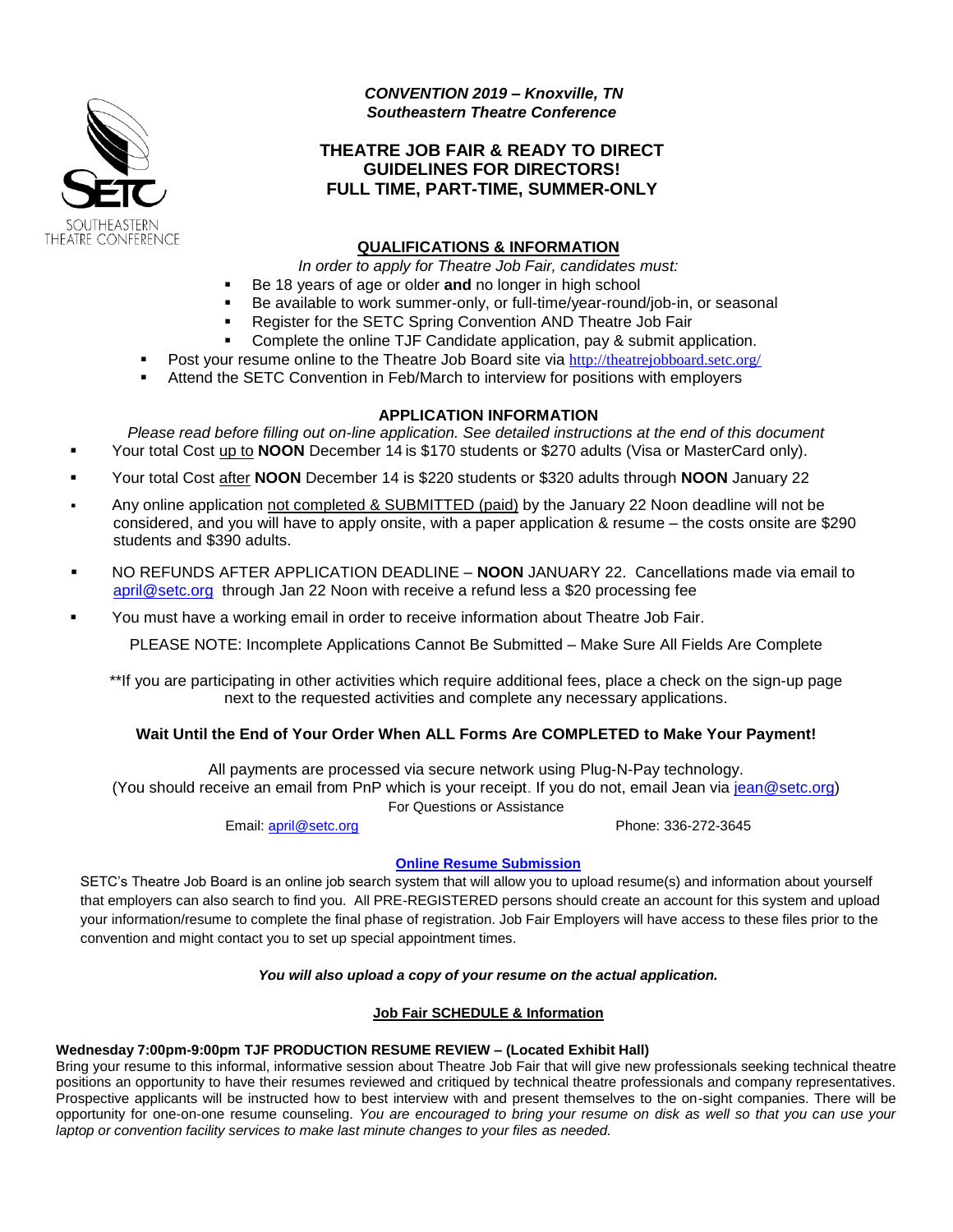SOUTHEASTERN THEATRE CONFERENCE

***CONVENTION 2019 – Knoxville, TN***
***Southeastern Theatre Conference***

# THEATRE JOB FAIR & READY TO DIRECT GUIDELINES FOR DIRECTORS! FULL TIME, PART-TIME, SUMMER-ONLY

## QUALIFICATIONS & INFORMATION

*In order to apply for Theatre Job Fair, candidates must:*

- Be 18 years of age or older **and** no longer in high school
- Be available to work summer-only, or full-time/year-round/job-in, or seasonal
- Register for the SETC Spring Convention AND Theatre Job Fair
- Complete the online TJF Candidate application, pay & submit application.
- Post your resume online to the Theatre Job Board site via http://theatrejobboard.setc.org/
- Attend the SETC Convention in Feb/March to interview for positions with employers

## APPLICATION INFORMATION

*Please read before filling out on-line application. See detailed instructions at the end of this document*

- Your total Cost up to **NOON** December 14 is $170 students or $270 adults (Visa or MasterCard only).
- Your total Cost after **NOON** December 14 is $220 students or $320 adults through **NOON** January 22
- Any online application not completed & SUBMITTED (paid) by the January 22 Noon deadline will not be considered, and you will have to apply onsite, with a paper application & resume – the costs onsite are $290 students and $390 adults.
- NO REFUNDS AFTER APPLICATION DEADLINE – **NOON** JANUARY 22. Cancellations made via email to april@setc.org through Jan 22 Noon with receive a refund less a $20 processing fee
- You must have a working email in order to receive information about Theatre Job Fair.

PLEASE NOTE: Incomplete Applications Cannot Be Submitted – Make Sure All Fields Are Complete

**If you are participating in other activities which require additional fees, place a check on the sign-up page next to the requested activities and complete any necessary applications.

**Wait Until the End of Your Order When ALL Forms Are COMPLETED to Make Your Payment!**

All payments are processed via secure network using Plug-N-Pay technology.
(You should receive an email from PnP which is your receipt. If you do not, email Jean via jean@setc.org)

For Questions or Assistance

Email: april@setc.org    Phone: 336-272-3645

### Online Resume Submission

SETC's Theatre Job Board is an online job search system that will allow you to upload resume(s) and information about yourself that employers can also search to find you. All PRE-REGISTERED persons should create an account for this system and upload your information/resume to complete the final phase of registration. Job Fair Employers will have access to these files prior to the convention and might contact you to set up special appointment times.

***You will also upload a copy of your resume on the actual application.***

### Job Fair SCHEDULE & Information

**Wednesday 7:00pm-9:00pm TJF PRODUCTION RESUME REVIEW – (Located Exhibit Hall)**

Bring your resume to this informal, informative session about Theatre Job Fair that will give new professionals seeking technical theatre positions an opportunity to have their resumes reviewed and critiqued by technical theatre professionals and company representatives. Prospective applicants will be instructed how to best interview with and present themselves to the on-sight companies. There will be opportunity for one-on-one resume counseling. *You are encouraged to bring your resume on disk as well so that you can use your laptop or convention facility services to make last minute changes to your files as needed.*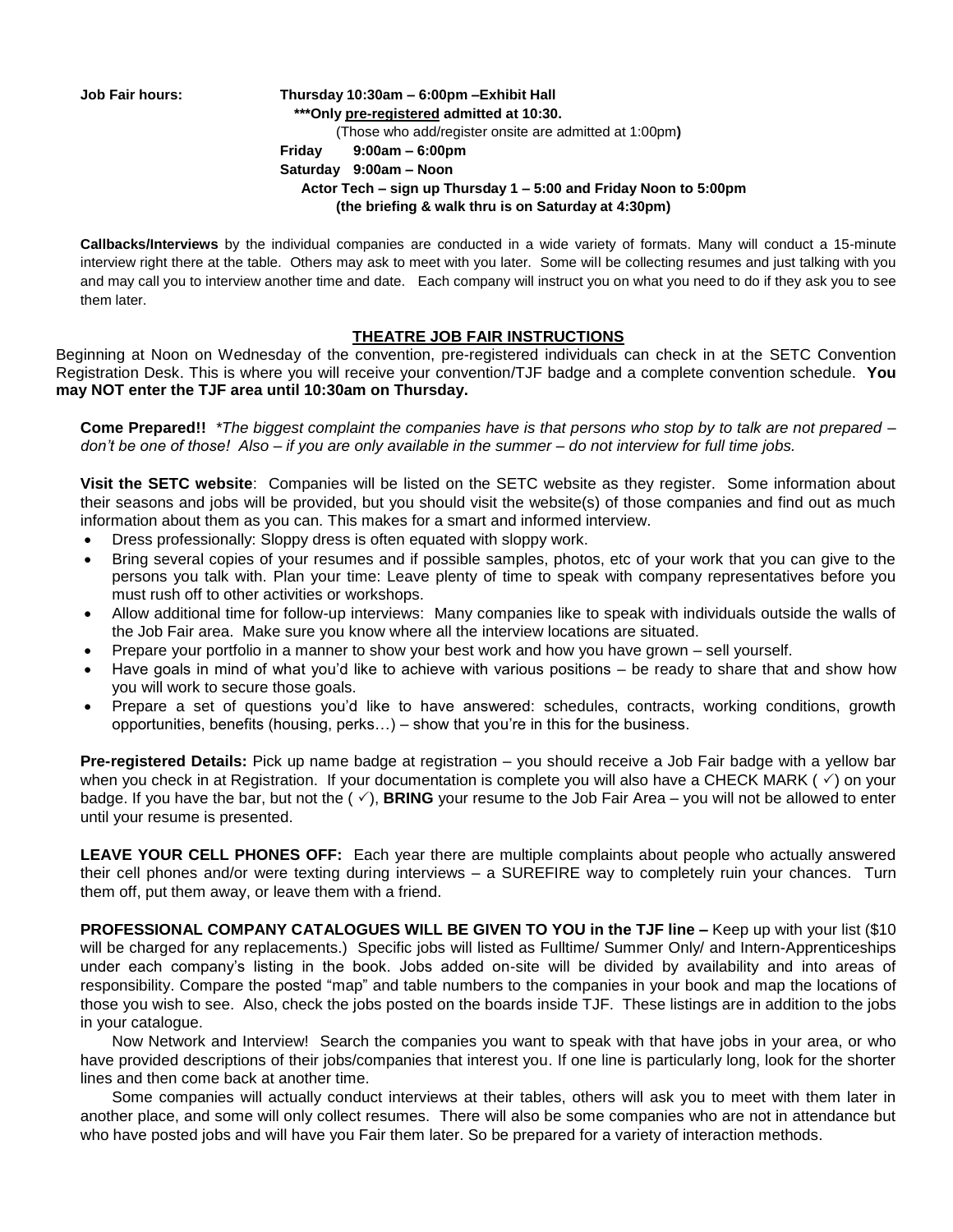**Job Fair hours:** **Thursday 10:30am – 6:00pm –Exhibit Hall**

**\*\*\*Only pre-registered admitted at 10:30.**

(Those who add/register onsite are admitted at 1:00pm**)**

**Friday 9:00am – 6:00pm**

**Saturday 9:00am – Noon**

**Actor Tech – sign up Thursday 1 – 5:00 and Friday Noon to 5:00pm**

**(the briefing & walk thru is on Saturday at 4:30pm)**

**Callbacks/Interviews** by the individual companies are conducted in a wide variety of formats. Many will conduct a 15-minute interview right there at the table. Others may ask to meet with you later. Some will be collecting resumes and just talking with you and may call you to interview another time and date. Each company will instruct you on what you need to do if they ask you to see them later.

## THEATRE JOB FAIR INSTRUCTIONS

Beginning at Noon on Wednesday of the convention, pre-registered individuals can check in at the SETC Convention Registration Desk. This is where you will receive your convention/TJF badge and a complete convention schedule. **You may NOT enter the TJF area until 10:30am on Thursday.**

**Come Prepared!!** *\*The biggest complaint the companies have is that persons who stop by to talk are not prepared – don't be one of those! Also – if you are only available in the summer – do not interview for full time jobs.*

**Visit the SETC website**: Companies will be listed on the SETC website as they register. Some information about their seasons and jobs will be provided, but you should visit the website(s) of those companies and find out as much information about them as you can. This makes for a smart and informed interview.

- Dress professionally: Sloppy dress is often equated with sloppy work.
- Bring several copies of your resumes and if possible samples, photos, etc of your work that you can give to the persons you talk with. Plan your time: Leave plenty of time to speak with company representatives before you must rush off to other activities or workshops.
- Allow additional time for follow-up interviews: Many companies like to speak with individuals outside the walls of the Job Fair area. Make sure you know where all the interview locations are situated.
- Prepare your portfolio in a manner to show your best work and how you have grown – sell yourself.
- Have goals in mind of what you'd like to achieve with various positions – be ready to share that and show how you will work to secure those goals.
- Prepare a set of questions you'd like to have answered: schedules, contracts, working conditions, growth opportunities, benefits (housing, perks…) – show that you're in this for the business.

**Pre-registered Details:** Pick up name badge at registration – you should receive a Job Fair badge with a yellow bar when you check in at Registration. If your documentation is complete you will also have a CHECK MARK ( ✓) on your badge. If you have the bar, but not the ( ✓), **BRING** your resume to the Job Fair Area – you will not be allowed to enter until your resume is presented.

**LEAVE YOUR CELL PHONES OFF:** Each year there are multiple complaints about people who actually answered their cell phones and/or were texting during interviews – a SUREFIRE way to completely ruin your chances. Turn them off, put them away, or leave them with a friend.

**PROFESSIONAL COMPANY CATALOGUES WILL BE GIVEN TO YOU in the TJF line –** Keep up with your list ($10 will be charged for any replacements.) Specific jobs will listed as Fulltime/ Summer Only/ and Intern-Apprenticeships under each company's listing in the book. Jobs added on-site will be divided by availability and into areas of responsibility. Compare the posted "map" and table numbers to the companies in your book and map the locations of those you wish to see. Also, check the jobs posted on the boards inside TJF. These listings are in addition to the jobs in your catalogue.

Now Network and Interview! Search the companies you want to speak with that have jobs in your area, or who have provided descriptions of their jobs/companies that interest you. If one line is particularly long, look for the shorter lines and then come back at another time.

Some companies will actually conduct interviews at their tables, others will ask you to meet with them later in another place, and some will only collect resumes. There will also be some companies who are not in attendance but who have posted jobs and will have you Fair them later. So be prepared for a variety of interaction methods.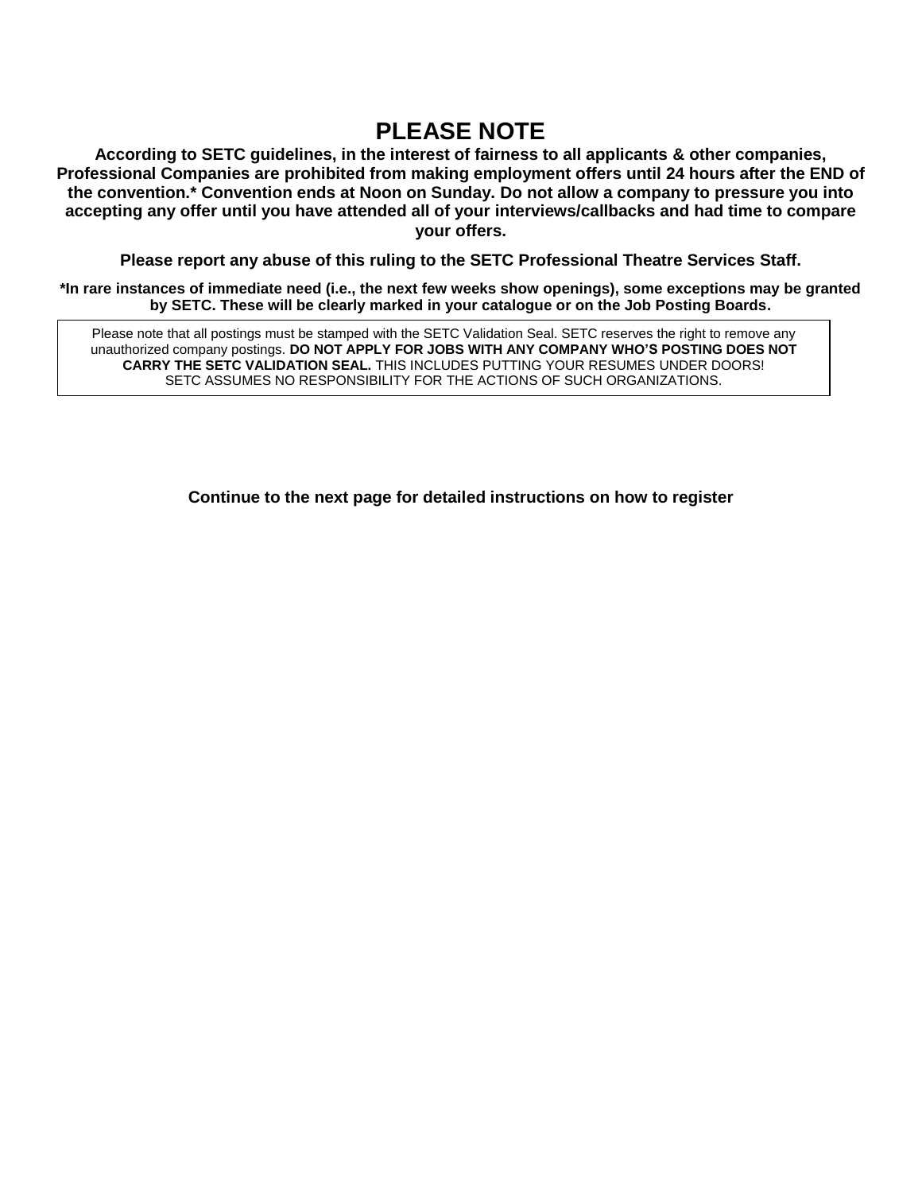# PLEASE NOTE

**According to SETC guidelines, in the interest of fairness to all applicants & other companies, Professional Companies are prohibited from making employment offers until 24 hours after the END of the convention.* Convention ends at Noon on Sunday. Do not allow a company to pressure you into accepting any offer until you have attended all of your interviews/callbacks and had time to compare your offers.**

**Please report any abuse of this ruling to the SETC Professional Theatre Services Staff.**

***In rare instances of immediate need (i.e., the next few weeks show openings), some exceptions may be granted by SETC. These will be clearly marked in your catalogue or on the Job Posting Boards.**

> Please note that all postings must be stamped with the SETC Validation Seal. SETC reserves the right to remove any unauthorized company postings. **DO NOT APPLY FOR JOBS WITH ANY COMPANY WHO'S POSTING DOES NOT CARRY THE SETC VALIDATION SEAL.** THIS INCLUDES PUTTING YOUR RESUMES UNDER DOORS! SETC ASSUMES NO RESPONSIBILITY FOR THE ACTIONS OF SUCH ORGANIZATIONS.

**Continue to the next page for detailed instructions on how to register**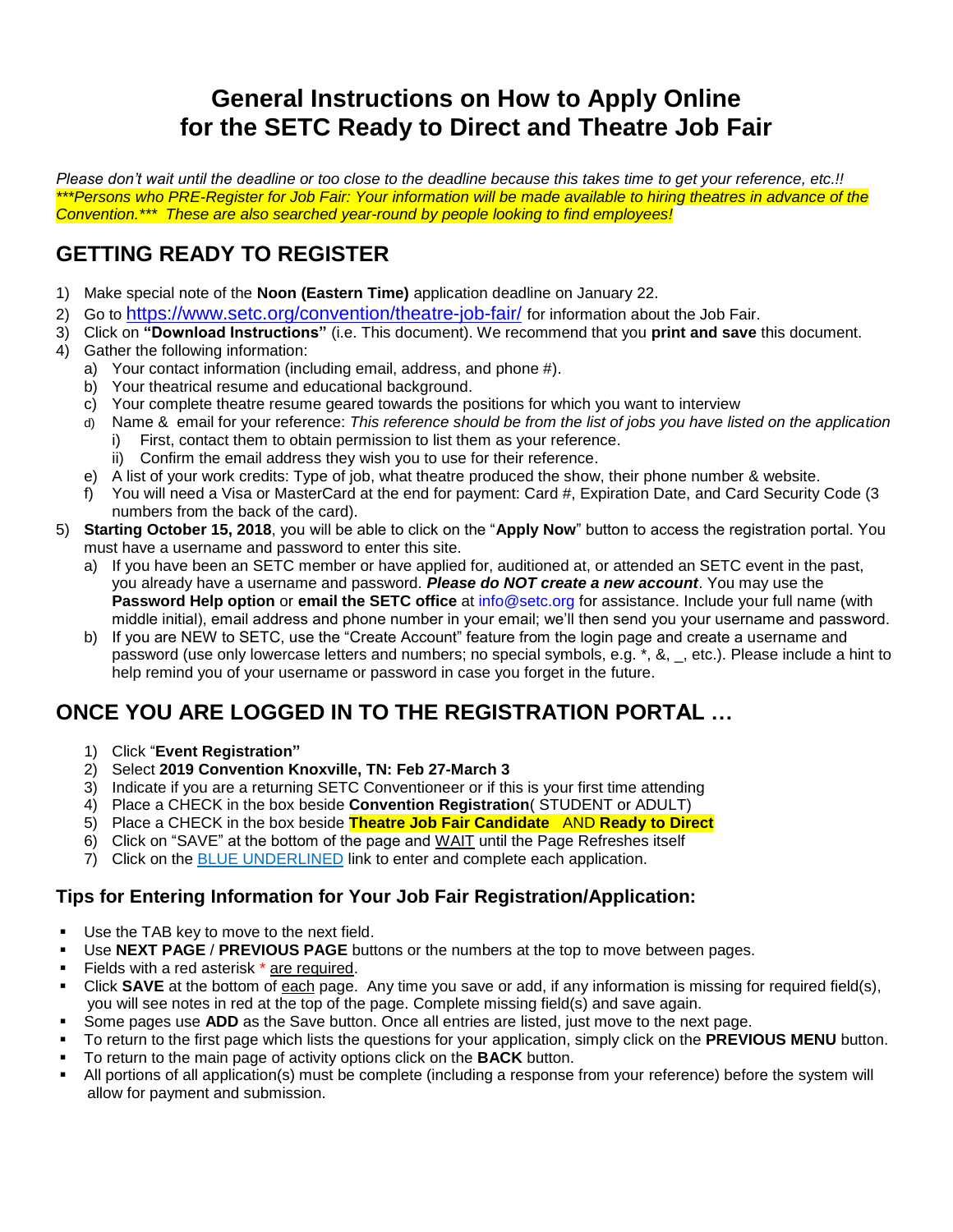# General Instructions on How to Apply Online for the SETC Ready to Direct and Theatre Job Fair

*Please don't wait until the deadline or too close to the deadline because this takes time to get your reference, etc.!! \*\*\*Persons who PRE-Register for Job Fair: Your information will be made available to hiring theatres in advance of the Convention.\*\*\* These are also searched year-round by people looking to find employees!*

## GETTING READY TO REGISTER

1) Make special note of the **Noon (Eastern Time)** application deadline on January 22.
2) Go to https://www.setc.org/convention/theatre-job-fair/ for information about the Job Fair.
3) Click on **"Download Instructions"** (i.e. This document). We recommend that you **print and save** this document.
4) Gather the following information:
   a) Your contact information (including email, address, and phone #).
   b) Your theatrical resume and educational background.
   c) Your complete theatre resume geared towards the positions for which you want to interview
   d) Name & email for your reference: *This reference should be from the list of jobs you have listed on the application*
      i) First, contact them to obtain permission to list them as your reference.
      ii) Confirm the email address they wish you to use for their reference.
   e) A list of your work credits: Type of job, what theatre produced the show, their phone number & website.
   f) You will need a Visa or MasterCard at the end for payment: Card #, Expiration Date, and Card Security Code (3 numbers from the back of the card).
5) **Starting October 15, 2018**, you will be able to click on the "**Apply Now**" button to access the registration portal. You must have a username and password to enter this site.
   a) If you have been an SETC member or have applied for, auditioned at, or attended an SETC event in the past, you already have a username and password. ***Please do NOT create a new account***. You may use the **Password Help option** or **email the SETC office** at info@setc.org for assistance. Include your full name (with middle initial), email address and phone number in your email; we'll then send you your username and password.
   b) If you are NEW to SETC, use the "Create Account" feature from the login page and create a username and password (use only lowercase letters and numbers; no special symbols, e.g. *, &, _, etc.). Please include a hint to help remind you of your username or password in case you forget in the future.

## ONCE YOU ARE LOGGED IN TO THE REGISTRATION PORTAL …

1) Click "**Event Registration"**
2) Select **2019 Convention Knoxville, TN: Feb 27-March 3**
3) Indicate if you are a returning SETC Conventioneer or if this is your first time attending
4) Place a CHECK in the box beside **Convention Registration**( STUDENT or ADULT)
5) Place a CHECK in the box beside **Theatre Job Fair Candidate** AND **Ready to Direct**
6) Click on "SAVE" at the bottom of the page and WAIT until the Page Refreshes itself
7) Click on the BLUE UNDERLINED link to enter and complete each application.

### Tips for Entering Information for Your Job Fair Registration/Application:

- Use the TAB key to move to the next field.
- Use **NEXT PAGE** / **PREVIOUS PAGE** buttons or the numbers at the top to move between pages.
- Fields with a red asterisk * are required.
- Click **SAVE** at the bottom of each page. Any time you save or add, if any information is missing for required field(s), you will see notes in red at the top of the page. Complete missing field(s) and save again.
- Some pages use **ADD** as the Save button. Once all entries are listed, just move to the next page.
- To return to the first page which lists the questions for your application, simply click on the **PREVIOUS MENU** button.
- To return to the main page of activity options click on the **BACK** button.
- All portions of all application(s) must be complete (including a response from your reference) before the system will allow for payment and submission.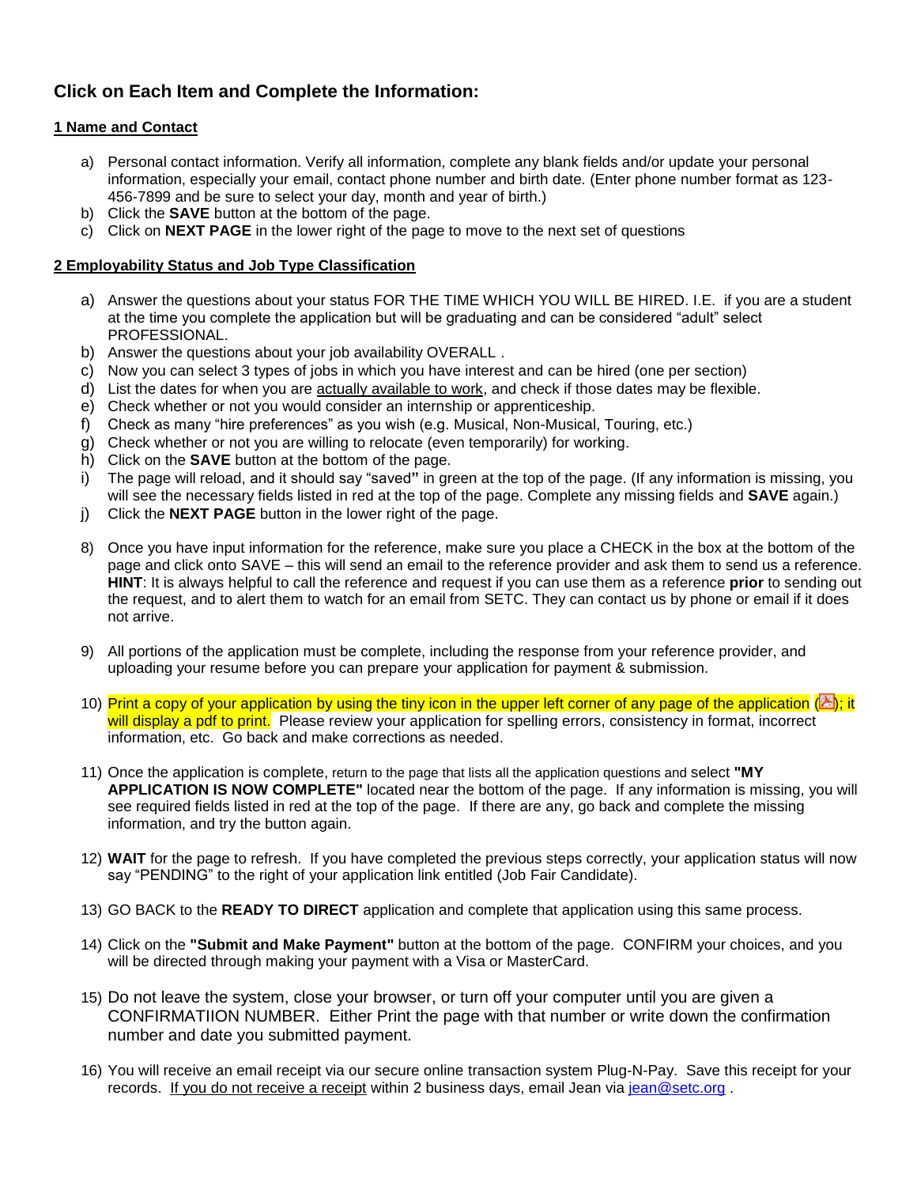## Click on Each Item and Complete the Information:

**1 Name and Contact**

a) Personal contact information. Verify all information, complete any blank fields and/or update your personal information, especially your email, contact phone number and birth date. (Enter phone number format as 123-456-7899 and be sure to select your day, month and year of birth.)
b) Click the **SAVE** button at the bottom of the page.
c) Click on **NEXT PAGE** in the lower right of the page to move to the next set of questions

**2 Employability Status and Job Type Classification**

a) Answer the questions about your status FOR THE TIME WHICH YOU WILL BE HIRED. I.E. if you are a student at the time you complete the application but will be graduating and can be considered "adult" select PROFESSIONAL.
b) Answer the questions about your job availability OVERALL .
c) Now you can select 3 types of jobs in which you have interest and can be hired (one per section)
d) List the dates for when you are actually available to work, and check if those dates may be flexible.
e) Check whether or not you would consider an internship or apprenticeship.
f) Check as many "hire preferences" as you wish (e.g. Musical, Non-Musical, Touring, etc.)
g) Check whether or not you are willing to relocate (even temporarily) for working.
h) Click on the **SAVE** button at the bottom of the page.
i) The page will reload, and it should say "saved" in green at the top of the page. (If any information is missing, you will see the necessary fields listed in red at the top of the page. Complete any missing fields and **SAVE** again.)
j) Click the **NEXT PAGE** button in the lower right of the page.

8) Once you have input information for the reference, make sure you place a CHECK in the box at the bottom of the page and click onto SAVE – this will send an email to the reference provider and ask them to send us a reference. **HINT**: It is always helpful to call the reference and request if you can use them as a reference **prior** to sending out the request, and to alert them to watch for an email from SETC. They can contact us by phone or email if it does not arrive.

9) All portions of the application must be complete, including the response from your reference provider, and uploading your resume before you can prepare your application for payment & submission.

10) Print a copy of your application by using the tiny icon in the upper left corner of any page of the application ( ); it will display a pdf to print. Please review your application for spelling errors, consistency in format, incorrect information, etc. Go back and make corrections as needed.

11) Once the application is complete, return to the page that lists all the application questions and select **"MY APPLICATION IS NOW COMPLETE"** located near the bottom of the page. If any information is missing, you will see required fields listed in red at the top of the page. If there are any, go back and complete the missing information, and try the button again.

12) **WAIT** for the page to refresh. If you have completed the previous steps correctly, your application status will now say "PENDING" to the right of your application link entitled (Job Fair Candidate).

13) GO BACK to the **READY TO DIRECT** application and complete that application using this same process.

14) Click on the **"Submit and Make Payment"** button at the bottom of the page. CONFIRM your choices, and you will be directed through making your payment with a Visa or MasterCard.

15) Do not leave the system, close your browser, or turn off your computer until you are given a CONFIRMATIION NUMBER. Either Print the page with that number or write down the confirmation number and date you submitted payment.

16) You will receive an email receipt via our secure online transaction system Plug-N-Pay. Save this receipt for your records. If you do not receive a receipt within 2 business days, email Jean via jean@setc.org .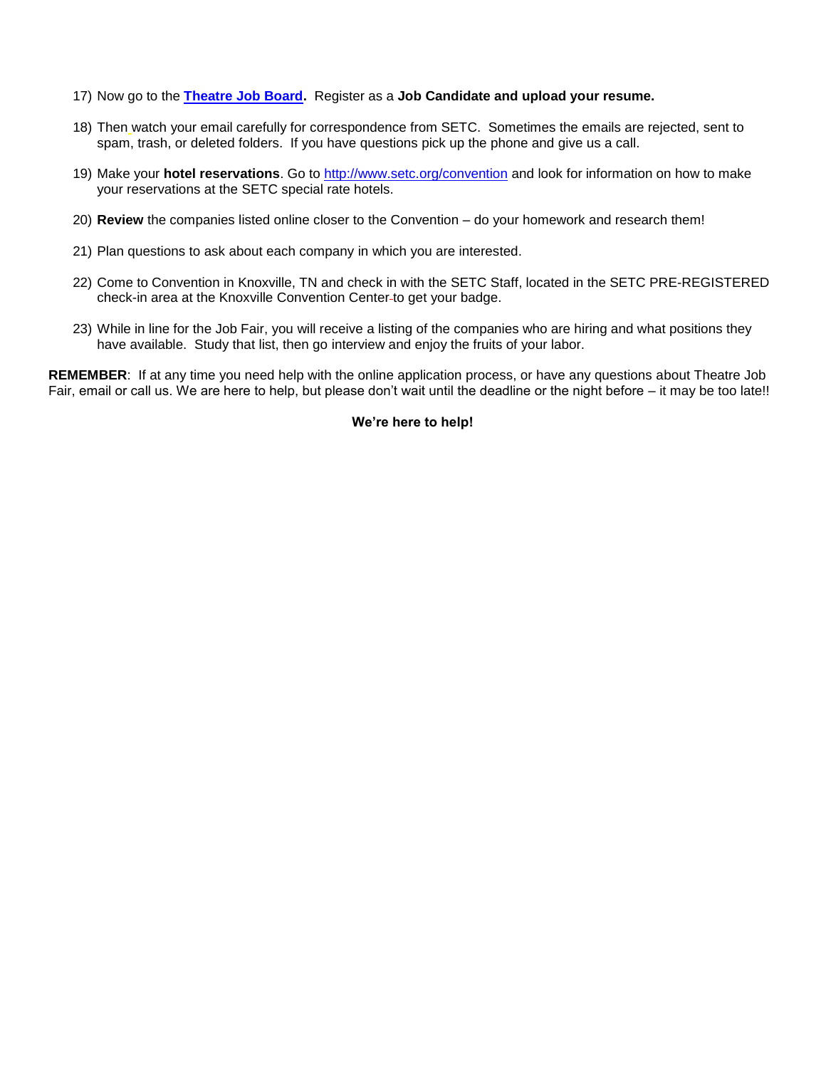17) Now go to the **Theatre Job Board**. Register as a **Job Candidate and upload your resume.**

18) Then watch your email carefully for correspondence from SETC. Sometimes the emails are rejected, sent to spam, trash, or deleted folders. If you have questions pick up the phone and give us a call.

19) Make your **hotel reservations**. Go to http://www.setc.org/convention and look for information on how to make your reservations at the SETC special rate hotels.

20) **Review** the companies listed online closer to the Convention – do your homework and research them!

21) Plan questions to ask about each company in which you are interested.

22) Come to Convention in Knoxville, TN and check in with the SETC Staff, located in the SETC PRE-REGISTERED check-in area at the Knoxville Convention Center to get your badge.

23) While in line for the Job Fair, you will receive a listing of the companies who are hiring and what positions they have available. Study that list, then go interview and enjoy the fruits of your labor.

**REMEMBER**: If at any time you need help with the online application process, or have any questions about Theatre Job Fair, email or call us. We are here to help, but please don't wait until the deadline or the night before – it may be too late!!

**We're here to help!**